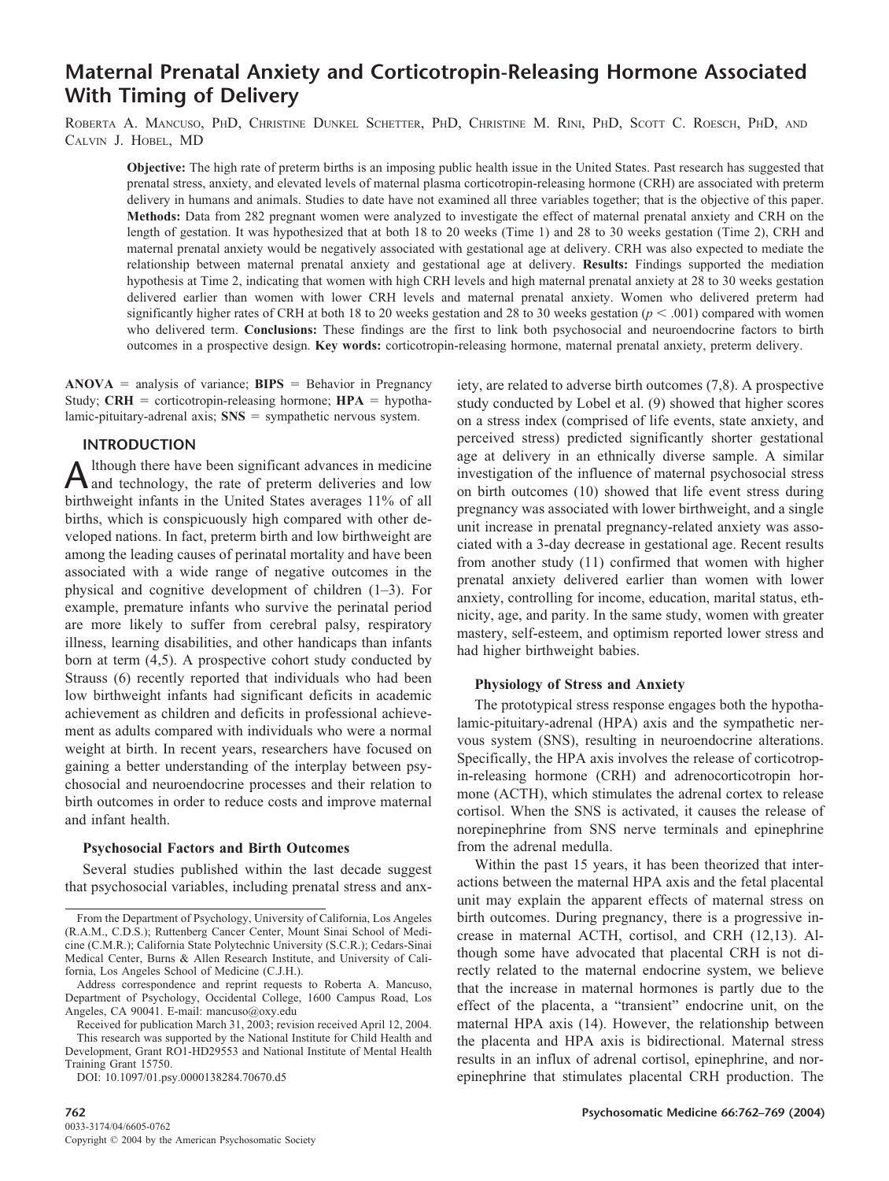# Maternal Prenatal Anxiety and Corticotropin-Releasing Hormone Associated With Timing of Delivery

ROBERTA A. MANCUSO, PHD, CHRISTINE DUNKEL SCHETTER, PHD, CHRISTINE M. RINI, PHD, SCOTT C. ROESCH, PHD, AND CALVIN J. HOBEL, MD

**Objective:** The high rate of preterm births is an imposing public health issue in the United States. Past research has suggested that prenatal stress, anxiety, and elevated levels of maternal plasma corticotropin-releasing hormone (CRH) are associated with preterm delivery in humans and animals. Studies to date have not examined all three variables together; that is the objective of this paper. **Methods:** Data from 282 pregnant women were analyzed to investigate the effect of maternal prenatal anxiety and CRH on the length of gestation. It was hypothesized that at both 18 to 20 weeks (Time 1) and 28 to 30 weeks gestation (Time 2), CRH and maternal prenatal anxiety would be negatively associated with gestational age at delivery. CRH was also expected to mediate the relationship between maternal prenatal anxiety and gestational age at delivery. **Results:** Findings supported the mediation hypothesis at Time 2, indicating that women with high CRH levels and high maternal prenatal anxiety at 28 to 30 weeks gestation delivered earlier than women with lower CRH levels and maternal prenatal anxiety. Women who delivered preterm had significantly higher rates of CRH at both 18 to 20 weeks gestation and 28 to 30 weeks gestation ($p < .001$) compared with women who delivered term. **Conclusions:** These findings are the first to link both psychosocial and neuroendocrine factors to birth outcomes in a prospective design. **Key words:** corticotropin-releasing hormone, maternal prenatal anxiety, preterm delivery.

**ANOVA** = analysis of variance; **BIPS** = Behavior in Pregnancy Study; **CRH** = corticotropin-releasing hormone; **HPA** = hypothalamic-pituitary-adrenal axis; **SNS** = sympathetic nervous system.

## INTRODUCTION

Although there have been significant advances in medicine and technology, the rate of preterm deliveries and low birthweight infants in the United States averages 11% of all births, which is conspicuously high compared with other developed nations. In fact, preterm birth and low birthweight are among the leading causes of perinatal mortality and have been associated with a wide range of negative outcomes in the physical and cognitive development of children (1–3). For example, premature infants who survive the perinatal period are more likely to suffer from cerebral palsy, respiratory illness, learning disabilities, and other handicaps than infants born at term (4,5). A prospective cohort study conducted by Strauss (6) recently reported that individuals who had been low birthweight infants had significant deficits in academic achievement as children and deficits in professional achievement as adults compared with individuals who were a normal weight at birth. In recent years, researchers have focused on gaining a better understanding of the interplay between psychosocial and neuroendocrine processes and their relation to birth outcomes in order to reduce costs and improve maternal and infant health.

### Psychosocial Factors and Birth Outcomes

Several studies published within the last decade suggest that psychosocial variables, including prenatal stress and anxiety, are related to adverse birth outcomes (7,8). A prospective study conducted by Lobel et al. (9) showed that higher scores on a stress index (comprised of life events, state anxiety, and perceived stress) predicted significantly shorter gestational age at delivery in an ethnically diverse sample. A similar investigation of the influence of maternal psychosocial stress on birth outcomes (10) showed that life event stress during pregnancy was associated with lower birthweight, and a single unit increase in prenatal pregnancy-related anxiety was associated with a 3-day decrease in gestational age. Recent results from another study (11) confirmed that women with higher prenatal anxiety delivered earlier than women with lower anxiety, controlling for income, education, marital status, ethnicity, age, and parity. In the same study, women with greater mastery, self-esteem, and optimism reported lower stress and had higher birthweight babies.

### Physiology of Stress and Anxiety

The prototypical stress response engages both the hypothalamic-pituitary-adrenal (HPA) axis and the sympathetic nervous system (SNS), resulting in neuroendocrine alterations. Specifically, the HPA axis involves the release of corticotropin-releasing hormone (CRH) and adrenocorticotropin hormone (ACTH), which stimulates the adrenal cortex to release cortisol. When the SNS is activated, it causes the release of norepinephrine from SNS nerve terminals and epinephrine from the adrenal medulla.

Within the past 15 years, it has been theorized that interactions between the maternal HPA axis and the fetal placental unit may explain the apparent effects of maternal stress on birth outcomes. During pregnancy, there is a progressive increase in maternal ACTH, cortisol, and CRH (12,13). Although some have advocated that placental CRH is not directly related to the maternal endocrine system, we believe that the increase in maternal hormones is partly due to the effect of the placenta, a "transient" endocrine unit, on the maternal HPA axis (14). However, the relationship between the placenta and HPA axis is bidirectional. Maternal stress results in an influx of adrenal cortisol, epinephrine, and norepinephrine that stimulates placental CRH production. The

---

From the Department of Psychology, University of California, Los Angeles (R.A.M., C.D.S.); Ruttenberg Cancer Center, Mount Sinai School of Medicine (C.M.R.); California State Polytechnic University (S.C.R.); Cedars-Sinai Medical Center, Burns & Allen Research Institute, and University of California, Los Angeles School of Medicine (C.J.H.).

Address correspondence and reprint requests to Roberta A. Mancuso, Department of Psychology, Occidental College, 1600 Campus Road, Los Angeles, CA 90041. E-mail: mancuso@oxy.edu

Received for publication March 31, 2003; revision received April 12, 2004.

This research was supported by the National Institute for Child Health and Development, Grant RO1-HD29553 and National Institute of Mental Health Training Grant 15750.

DOI: 10.1097/01.psy.0000138284.70670.d5

0033-3174/04/6605-0762

Copyright © 2004 by the American Psychosomatic Society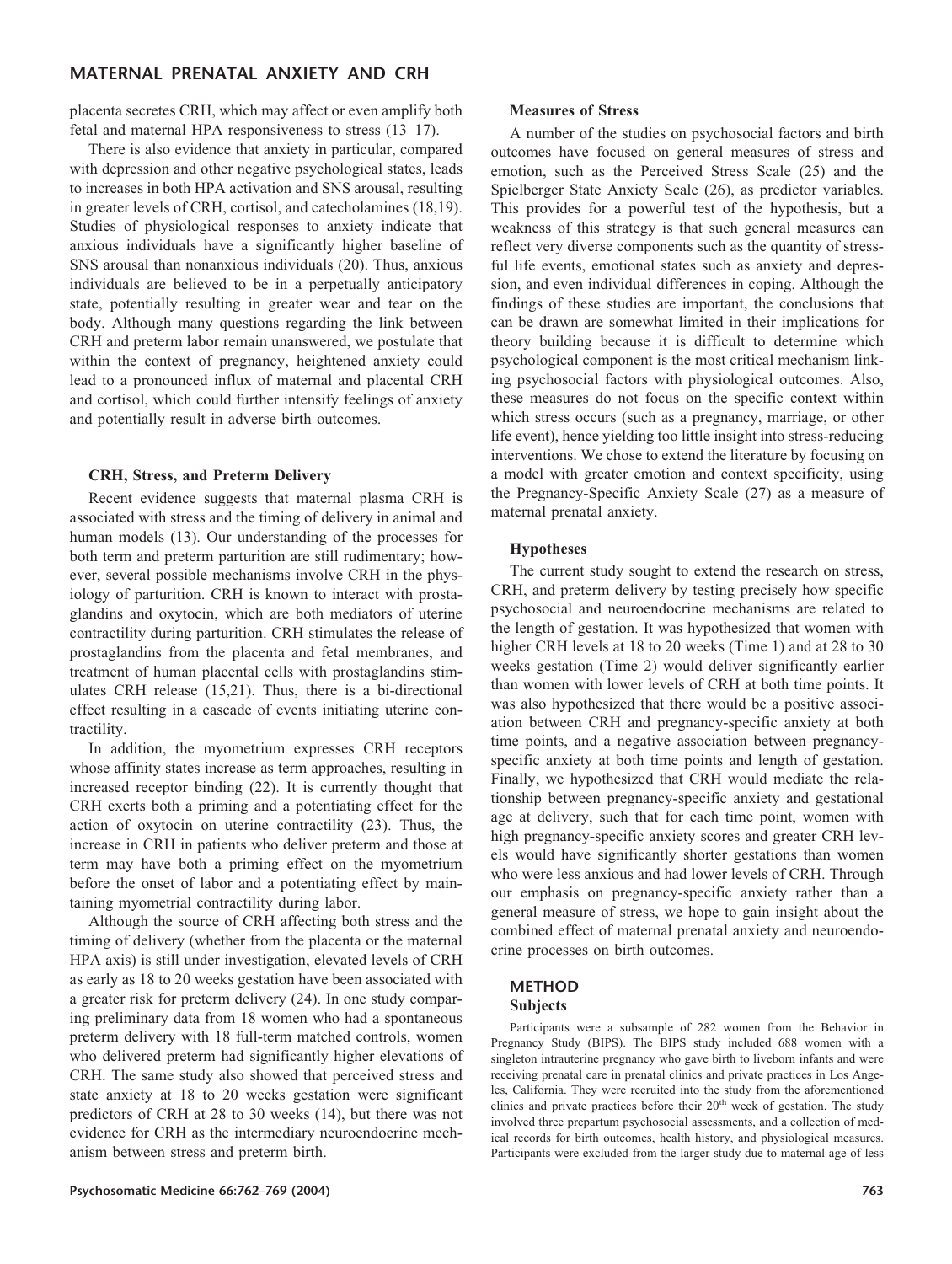placenta secretes CRH, which may affect or even amplify both fetal and maternal HPA responsiveness to stress (13–17).

There is also evidence that anxiety in particular, compared with depression and other negative psychological states, leads to increases in both HPA activation and SNS arousal, resulting in greater levels of CRH, cortisol, and catecholamines (18,19). Studies of physiological responses to anxiety indicate that anxious individuals have a significantly higher baseline of SNS arousal than nonanxious individuals (20). Thus, anxious individuals are believed to be in a perpetually anticipatory state, potentially resulting in greater wear and tear on the body. Although many questions regarding the link between CRH and preterm labor remain unanswered, we postulate that within the context of pregnancy, heightened anxiety could lead to a pronounced influx of maternal and placental CRH and cortisol, which could further intensify feelings of anxiety and potentially result in adverse birth outcomes.

### CRH, Stress, and Preterm Delivery

Recent evidence suggests that maternal plasma CRH is associated with stress and the timing of delivery in animal and human models (13). Our understanding of the processes for both term and preterm parturition are still rudimentary; however, several possible mechanisms involve CRH in the physiology of parturition. CRH is known to interact with prostaglandins and oxytocin, which are both mediators of uterine contractility during parturition. CRH stimulates the release of prostaglandins from the placenta and fetal membranes, and treatment of human placental cells with prostaglandins stimulates CRH release (15,21). Thus, there is a bi-directional effect resulting in a cascade of events initiating uterine contractility.

In addition, the myometrium expresses CRH receptors whose affinity states increase as term approaches, resulting in increased receptor binding (22). It is currently thought that CRH exerts both a priming and a potentiating effect for the action of oxytocin on uterine contractility (23). Thus, the increase in CRH in patients who deliver preterm and those at term may have both a priming effect on the myometrium before the onset of labor and a potentiating effect by maintaining myometrial contractility during labor.

Although the source of CRH affecting both stress and the timing of delivery (whether from the placenta or the maternal HPA axis) is still under investigation, elevated levels of CRH as early as 18 to 20 weeks gestation have been associated with a greater risk for preterm delivery (24). In one study comparing preliminary data from 18 women who had a spontaneous preterm delivery with 18 full-term matched controls, women who delivered preterm had significantly higher elevations of CRH. The same study also showed that perceived stress and state anxiety at 18 to 20 weeks gestation were significant predictors of CRH at 28 to 30 weeks (14), but there was not evidence for CRH as the intermediary neuroendocrine mechanism between stress and preterm birth.

### Measures of Stress

A number of the studies on psychosocial factors and birth outcomes have focused on general measures of stress and emotion, such as the Perceived Stress Scale (25) and the Spielberger State Anxiety Scale (26), as predictor variables. This provides for a powerful test of the hypothesis, but a weakness of this strategy is that such general measures can reflect very diverse components such as the quantity of stressful life events, emotional states such as anxiety and depression, and even individual differences in coping. Although the findings of these studies are important, the conclusions that can be drawn are somewhat limited in their implications for theory building because it is difficult to determine which psychological component is the most critical mechanism linking psychosocial factors with physiological outcomes. Also, these measures do not focus on the specific context within which stress occurs (such as a pregnancy, marriage, or other life event), hence yielding too little insight into stress-reducing interventions. We chose to extend the literature by focusing on a model with greater emotion and context specificity, using the Pregnancy-Specific Anxiety Scale (27) as a measure of maternal prenatal anxiety.

### Hypotheses

The current study sought to extend the research on stress, CRH, and preterm delivery by testing precisely how specific psychosocial and neuroendocrine mechanisms are related to the length of gestation. It was hypothesized that women with higher CRH levels at 18 to 20 weeks (Time 1) and at 28 to 30 weeks gestation (Time 2) would deliver significantly earlier than women with lower levels of CRH at both time points. It was also hypothesized that there would be a positive association between CRH and pregnancy-specific anxiety at both time points, and a negative association between pregnancy-specific anxiety at both time points and length of gestation. Finally, we hypothesized that CRH would mediate the relationship between pregnancy-specific anxiety and gestational age at delivery, such that for each time point, women with high pregnancy-specific anxiety scores and greater CRH levels would have significantly shorter gestations than women who were less anxious and had lower levels of CRH. Through our emphasis on pregnancy-specific anxiety rather than a general measure of stress, we hope to gain insight about the combined effect of maternal prenatal anxiety and neuroendocrine processes on birth outcomes.

## METHOD

### Subjects

Participants were a subsample of 282 women from the Behavior in Pregnancy Study (BIPS). The BIPS study included 688 women with a singleton intrauterine pregnancy who gave birth to liveborn infants and were receiving prenatal care in prenatal clinics and private practices in Los Angeles, California. They were recruited into the study from the aforementioned clinics and private practices before their 20th week of gestation. The study involved three prepartum psychosocial assessments, and a collection of medical records for birth outcomes, health history, and physiological measures. Participants were excluded from the larger study due to maternal age of less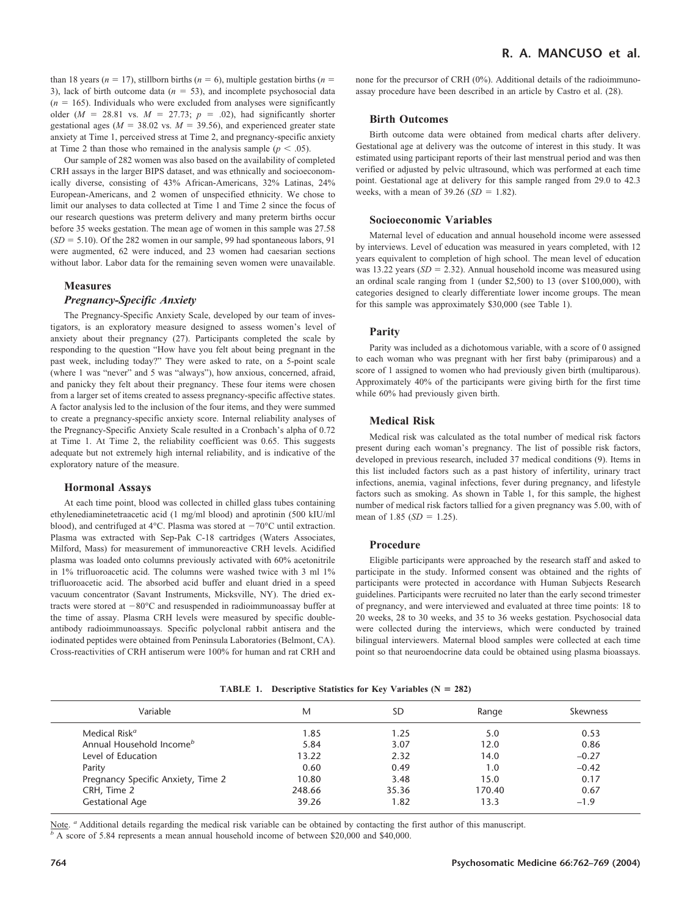than 18 years ($n = 17$), stillborn births ($n = 6$), multiple gestation births ($n = 3$), lack of birth outcome data ($n = 53$), and incomplete psychosocial data ($n = 165$). Individuals who were excluded from analyses were significantly older ($M = 28.81$ vs. $M = 27.73$; $p = .02$), had significantly shorter gestational ages ($M = 38.02$ vs. $M = 39.56$), and experienced greater state anxiety at Time 1, perceived stress at Time 2, and pregnancy-specific anxiety at Time 2 than those who remained in the analysis sample ($p < .05$).

Our sample of 282 women was also based on the availability of completed CRH assays in the larger BIPS dataset, and was ethnically and socioeconomically diverse, consisting of 43% African-Americans, 32% Latinas, 24% European-Americans, and 2 women of unspecified ethnicity. We chose to limit our analyses to data collected at Time 1 and Time 2 since the focus of our research questions was preterm delivery and many preterm births occur before 35 weeks gestation. The mean age of women in this sample was 27.58 ($SD = 5.10$). Of the 282 women in our sample, 99 had spontaneous labors, 91 were augmented, 62 were induced, and 23 women had caesarian sections without labor. Labor data for the remaining seven women were unavailable.

## Measures

### *Pregnancy-Specific Anxiety*

The Pregnancy-Specific Anxiety Scale, developed by our team of investigators, is an exploratory measure designed to assess women's level of anxiety about their pregnancy (27). Participants completed the scale by responding to the question "How have you felt about being pregnant in the past week, including today?" They were asked to rate, on a 5-point scale (where 1 was "never" and 5 was "always"), how anxious, concerned, afraid, and panicky they felt about their pregnancy. These four items were chosen from a larger set of items created to assess pregnancy-specific affective states. A factor analysis led to the inclusion of the four items, and they were summed to create a pregnancy-specific anxiety score. Internal reliability analyses of the Pregnancy-Specific Anxiety Scale resulted in a Cronbach's alpha of 0.72 at Time 1. At Time 2, the reliability coefficient was 0.65. This suggests adequate but not extremely high internal reliability, and is indicative of the exploratory nature of the measure.

### Hormonal Assays

At each time point, blood was collected in chilled glass tubes containing ethylenediaminetetraacetic acid (1 mg/ml blood) and aprotinin (500 kIU/ml blood), and centrifuged at 4°C. Plasma was stored at −70°C until extraction. Plasma was extracted with Sep-Pak C-18 cartridges (Waters Associates, Milford, Mass) for measurement of immunoreactive CRH levels. Acidified plasma was loaded onto columns previously activated with 60% acetonitrile in 1% trifluoroacetic acid. The columns were washed twice with 3 ml 1% trifluoroacetic acid. The absorbed acid buffer and eluant dried in a speed vacuum concentrator (Savant Instruments, Micksville, NY). The dried extracts were stored at −80°C and resuspended in radioimmunoassay buffer at the time of assay. Plasma CRH levels were measured by specific double-antibody radioimmunoassays. Specific polyclonal rabbit antisera and the iodinated peptides were obtained from Peninsula Laboratories (Belmont, CA). Cross-reactivities of CRH antiserum were 100% for human and rat CRH and none for the precursor of CRH (0%). Additional details of the radioimmunoassay procedure have been described in an article by Castro et al. (28).

### Birth Outcomes

Birth outcome data were obtained from medical charts after delivery. Gestational age at delivery was the outcome of interest in this study. It was estimated using participant reports of their last menstrual period and was then verified or adjusted by pelvic ultrasound, which was performed at each time point. Gestational age at delivery for this sample ranged from 29.0 to 42.3 weeks, with a mean of 39.26 ($SD = 1.82$).

### Socioeconomic Variables

Maternal level of education and annual household income were assessed by interviews. Level of education was measured in years completed, with 12 years equivalent to completion of high school. The mean level of education was 13.22 years ($SD = 2.32$). Annual household income was measured using an ordinal scale ranging from 1 (under \$2,500) to 13 (over \$100,000), with categories designed to clearly differentiate lower income groups. The mean for this sample was approximately \$30,000 (see Table 1).

### Parity

Parity was included as a dichotomous variable, with a score of 0 assigned to each woman who was pregnant with her first baby (primiparous) and a score of 1 assigned to women who had previously given birth (multiparous). Approximately 40% of the participants were giving birth for the first time while 60% had previously given birth.

### Medical Risk

Medical risk was calculated as the total number of medical risk factors present during each woman's pregnancy. The list of possible risk factors, developed in previous research, included 37 medical conditions (9). Items in this list included factors such as a past history of infertility, urinary tract infections, anemia, vaginal infections, fever during pregnancy, and lifestyle factors such as smoking. As shown in Table 1, for this sample, the highest number of medical risk factors tallied for a given pregnancy was 5.00, with of mean of 1.85 ($SD = 1.25$).

### Procedure

Eligible participants were approached by the research staff and asked to participate in the study. Informed consent was obtained and the rights of participants were protected in accordance with Human Subjects Research guidelines. Participants were recruited no later than the early second trimester of pregnancy, and were interviewed and evaluated at three time points: 18 to 20 weeks, 28 to 30 weeks, and 35 to 36 weeks gestation. Psychosocial data were collected during the interviews, which were conducted by trained bilingual interviewers. Maternal blood samples were collected at each time point so that neuroendocrine data could be obtained using plasma bioassays.

**TABLE 1. Descriptive Statistics for Key Variables (N = 282)**

| Variable | M | SD | Range | Skewness |
|---|---|---|---|---|
| Medical Risk[a] | 1.85 | 1.25 | 5.0 | 0.53 |
| Annual Household Income[b] | 5.84 | 3.07 | 12.0 | 0.86 |
| Level of Education | 13.22 | 2.32 | 14.0 | –0.27 |
| Parity | 0.60 | 0.49 | 1.0 | –0.42 |
| Pregnancy Specific Anxiety, Time 2 | 10.80 | 3.48 | 15.0 | 0.17 |
| CRH, Time 2 | 248.66 | 35.36 | 170.40 | 0.67 |
| Gestational Age | 39.26 | 1.82 | 13.3 | –1.9 |

Note. [a] Additional details regarding the medical risk variable can be obtained by contacting the first author of this manuscript.
[b] A score of 5.84 represents a mean annual household income of between \$20,000 and \$40,000.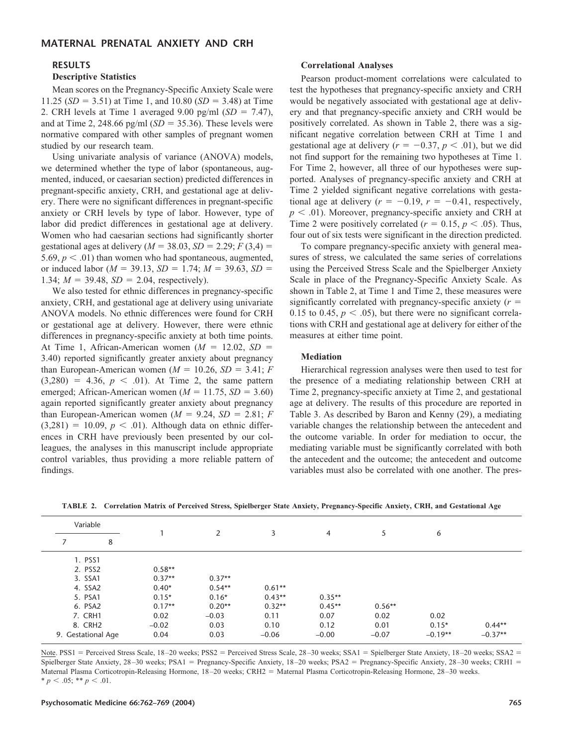## RESULTS

### Descriptive Statistics

Mean scores on the Pregnancy-Specific Anxiety Scale were 11.25 ($SD$ = 3.51) at Time 1, and 10.80 ($SD$ = 3.48) at Time 2. CRH levels at Time 1 averaged 9.00 pg/ml ($SD$ = 7.47), and at Time 2, 248.66 pg/ml ($SD$ = 35.36). These levels were normative compared with other samples of pregnant women studied by our research team.

Using univariate analysis of variance (ANOVA) models, we determined whether the type of labor (spontaneous, augmented, induced, or caesarian section) predicted differences in pregnant-specific anxiety, CRH, and gestational age at delivery. There were no significant differences in pregnant-specific anxiety or CRH levels by type of labor. However, type of labor did predict differences in gestational age at delivery. Women who had caesarian sections had significantly shorter gestational ages at delivery ($M$ = 38.03, $SD$ = 2.29; $F(3,4) = 5.69$, $p < .01$) than women who had spontaneous, augmented, or induced labor ($M$ = 39.13, $SD$ = 1.74; $M$ = 39.63, $SD$ = 1.34; $M$ = 39.48, $SD$ = 2.04, respectively).

We also tested for ethnic differences in pregnancy-specific anxiety, CRH, and gestational age at delivery using univariate ANOVA models. No ethnic differences were found for CRH or gestational age at delivery. However, there were ethnic differences in pregnancy-specific anxiety at both time points. At Time 1, African-American women ($M$ = 12.02, $SD$ = 3.40) reported significantly greater anxiety about pregnancy than European-American women ($M$ = 10.26, $SD$ = 3.41; $F(3,280) = 4.36$, $p < .01$). At Time 2, the same pattern emerged; African-American women ($M$ = 11.75, $SD$ = 3.60) again reported significantly greater anxiety about pregnancy than European-American women ($M$ = 9.24, $SD$ = 2.81; $F(3,281) = 10.09$, $p < .01$). Although data on ethnic differences in CRH have previously been presented by our colleagues, the analyses in this manuscript include appropriate control variables, thus providing a more reliable pattern of findings.

### Correlational Analyses

Pearson product-moment correlations were calculated to test the hypotheses that pregnancy-specific anxiety and CRH would be negatively associated with gestational age at delivery and that pregnancy-specific anxiety and CRH would be positively correlated. As shown in Table 2, there was a significant negative correlation between CRH at Time 1 and gestational age at delivery ($r = -0.37$, $p < .01$), but we did not find support for the remaining two hypotheses at Time 1. For Time 2, however, all three of our hypotheses were supported. Analyses of pregnancy-specific anxiety and CRH at Time 2 yielded significant negative correlations with gestational age at delivery ($r = -0.19$, $r = -0.41$, respectively, $p < .01$). Moreover, pregnancy-specific anxiety and CRH at Time 2 were positively correlated ($r = 0.15$, $p < .05$). Thus, four out of six tests were significant in the direction predicted.

To compare pregnancy-specific anxiety with general measures of stress, we calculated the same series of correlations using the Perceived Stress Scale and the Spielberger Anxiety Scale in place of the Pregnancy-Specific Anxiety Scale. As shown in Table 2, at Time 1 and Time 2, these measures were significantly correlated with pregnancy-specific anxiety ($r$ = 0.15 to 0.45, $p < .05$), but there were no significant correlations with CRH and gestational age at delivery for either of the measures at either time point.

### Mediation

Hierarchical regression analyses were then used to test for the presence of a mediating relationship between CRH at Time 2, pregnancy-specific anxiety at Time 2, and gestational age at delivery. The results of this procedure are reported in Table 3. As described by Baron and Kenny (29), a mediating variable changes the relationship between the antecedent and the outcome variable. In order for mediation to occur, the mediating variable must be significantly correlated with both the antecedent and the outcome; the antecedent and outcome variables must also be correlated with one another. The pres-

**TABLE 2. Correlation Matrix of Perceived Stress, Spielberger State Anxiety, Pregnancy-Specific Anxiety, CRH, and Gestational Age**

| Variable | 1 | 2 | 3 | 4 | 5 | 6 | |
|---|---|---|---|---|---|---|---|
| 7 8 | | | | | | | |
| 1. PSS1 | | | | | | | |
| 2. PSS2 | 0.58** | | | | | | |
| 3. SSA1 | 0.37** | 0.37** | | | | | |
| 4. SSA2 | 0.40* | 0.54** | 0.61** | | | | |
| 5. PSA1 | 0.15* | 0.16* | 0.43** | 0.35** | | | |
| 6. PSA2 | 0.17** | 0.20** | 0.32** | 0.45** | 0.56** | | |
| 7. CRH1 | 0.02 | −0.03 | 0.11 | 0.07 | 0.02 | 0.02 | |
| 8. CRH2 | −0.02 | 0.03 | 0.10 | 0.12 | 0.01 | 0.15* | 0.44** |
| 9. Gestational Age | 0.04 | 0.03 | −0.06 | −0.00 | −0.07 | −0.19** | −0.37** |

Note. PSS1 = Perceived Stress Scale, 18–20 weeks; PSS2 = Perceived Stress Scale, 28–30 weeks; SSA1 = Spielberger State Anxiety, 18–20 weeks; SSA2 = Spielberger State Anxiety, 28–30 weeks; PSA1 = Pregnancy-Specific Anxiety, 18–20 weeks; PSA2 = Pregnancy-Specific Anxiety, 28–30 weeks; CRH1 = Maternal Plasma Corticotropin-Releasing Hormone, 18–20 weeks; CRH2 = Maternal Plasma Corticotropin-Releasing Hormone, 28–30 weeks.
* $p < .05$; ** $p < .01$.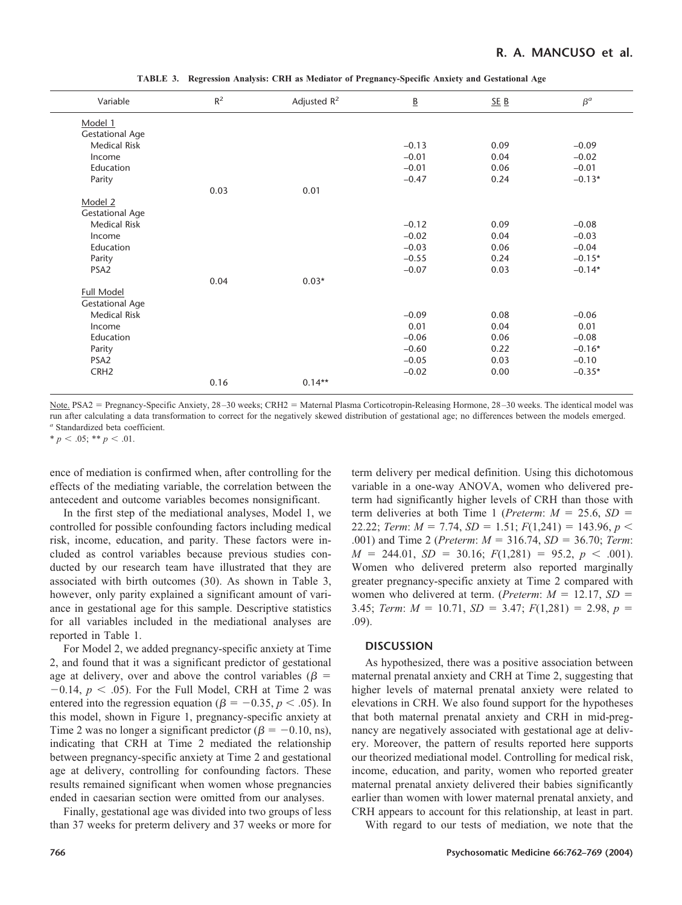**TABLE 3. Regression Analysis: CRH as Mediator of Pregnancy-Specific Anxiety and Gestational Age**

| Variable | $R^2$ | Adjusted $R^2$ | B | SE B | $\beta$[a] |
|---|---|---|---|---|---|
| Model 1 | | | | | |
| Gestational Age | | | | | |
| Medical Risk | | | −0.13 | 0.09 | −0.09 |
| Income | | | −0.01 | 0.04 | −0.02 |
| Education | | | −0.01 | 0.06 | −0.01 |
| Parity | | | −0.47 | 0.24 | −0.13* |
| | 0.03 | 0.01 | | | |
| Model 2 | | | | | |
| Gestational Age | | | | | |
| Medical Risk | | | −0.12 | 0.09 | −0.08 |
| Income | | | −0.02 | 0.04 | −0.03 |
| Education | | | −0.03 | 0.06 | −0.04 |
| Parity | | | −0.55 | 0.24 | −0.15* |
| PSA2 | | | −0.07 | 0.03 | −0.14* |
| | 0.04 | 0.03* | | | |
| Full Model | | | | | |
| Gestational Age | | | | | |
| Medical Risk | | | −0.09 | 0.08 | −0.06 |
| Income | | | 0.01 | 0.04 | 0.01 |
| Education | | | −0.06 | 0.06 | −0.08 |
| Parity | | | −0.60 | 0.22 | −0.16* |
| PSA2 | | | −0.05 | 0.03 | −0.10 |
| CRH2 | | | −0.02 | 0.00 | −0.35* |
| | 0.16 | 0.14** | | | |

Note. PSA2 = Pregnancy-Specific Anxiety, 28–30 weeks; CRH2 = Maternal Plasma Corticotropin-Releasing Hormone, 28–30 weeks. The identical model was run after calculating a data transformation to correct for the negatively skewed distribution of gestational age; no differences between the models emerged.
[a] Standardized beta coefficient.
* $p < .05$; ** $p < .01$.

ence of mediation is confirmed when, after controlling for the effects of the mediating variable, the correlation between the antecedent and outcome variables becomes nonsignificant.

In the first step of the mediational analyses, Model 1, we controlled for possible confounding factors including medical risk, income, education, and parity. These factors were included as control variables because previous studies conducted by our research team have illustrated that they are associated with birth outcomes (30). As shown in Table 3, however, only parity explained a significant amount of variance in gestational age for this sample. Descriptive statistics for all variables included in the mediational analyses are reported in Table 1.

For Model 2, we added pregnancy-specific anxiety at Time 2, and found that it was a significant predictor of gestational age at delivery, over and above the control variables ($\beta = -0.14$, $p < .05$). For the Full Model, CRH at Time 2 was entered into the regression equation ($\beta = -0.35$, $p < .05$). In this model, shown in Figure 1, pregnancy-specific anxiety at Time 2 was no longer a significant predictor ($\beta = -0.10$, ns), indicating that CRH at Time 2 mediated the relationship between pregnancy-specific anxiety at Time 2 and gestational age at delivery, controlling for confounding factors. These results remained significant when women whose pregnancies ended in caesarian section were omitted from our analyses.

Finally, gestational age was divided into two groups of less than 37 weeks for preterm delivery and 37 weeks or more for term delivery per medical definition. Using this dichotomous variable in a one-way ANOVA, women who delivered preterm had significantly higher levels of CRH than those with term deliveries at both Time 1 (*Preterm*: $M = 25.6$, $SD = 22.22$; *Term*: $M = 7.74$, $SD = 1.51$; $F(1,241) = 143.96$, $p < .001$) and Time 2 (*Preterm*: $M = 316.74$, $SD = 36.70$; *Term*: $M = 244.01$, $SD = 30.16$; $F(1,281) = 95.2$, $p < .001$). Women who delivered preterm also reported marginally greater pregnancy-specific anxiety at Time 2 compared with women who delivered at term. (*Preterm*: $M = 12.17$, $SD = 3.45$; *Term*: $M = 10.71$, $SD = 3.47$; $F(1,281) = 2.98$, $p = .09$).

## DISCUSSION

As hypothesized, there was a positive association between maternal prenatal anxiety and CRH at Time 2, suggesting that higher levels of maternal prenatal anxiety were related to elevations in CRH. We also found support for the hypotheses that both maternal prenatal anxiety and CRH in mid-pregnancy are negatively associated with gestational age at delivery. Moreover, the pattern of results reported here supports our theorized mediational model. Controlling for medical risk, income, education, and parity, women who reported greater maternal prenatal anxiety delivered their babies significantly earlier than women with lower maternal prenatal anxiety, and CRH appears to account for this relationship, at least in part.

With regard to our tests of mediation, we note that the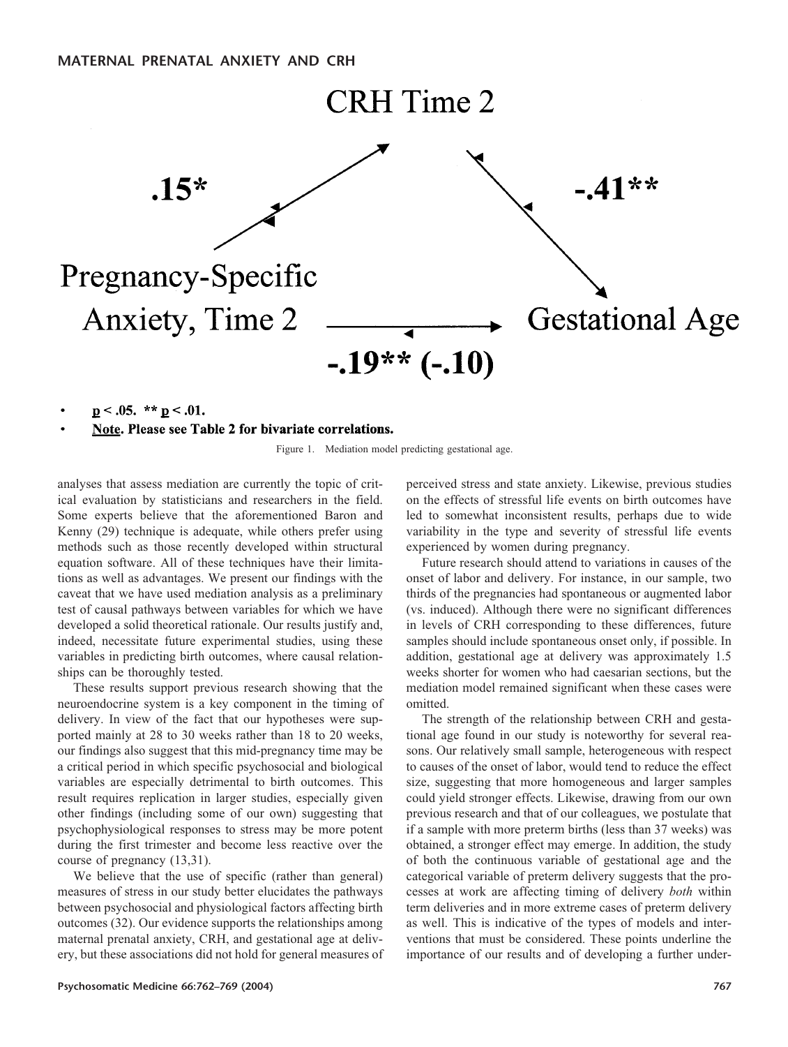CRH Time 2

.15*

-.41**

Pregnancy-Specific Anxiety, Time 2

Gestational Age

-.19** (-.10)

- p < .05. ** p < .01.
- **Note. Please see Table 2 for bivariate correlations.**

Figure 1. Mediation model predicting gestational age.

analyses that assess mediation are currently the topic of critical evaluation by statisticians and researchers in the field. Some experts believe that the aforementioned Baron and Kenny (29) technique is adequate, while others prefer using methods such as those recently developed within structural equation software. All of these techniques have their limitations as well as advantages. We present our findings with the caveat that we have used mediation analysis as a preliminary test of causal pathways between variables for which we have developed a solid theoretical rationale. Our results justify and, indeed, necessitate future experimental studies, using these variables in predicting birth outcomes, where causal relationships can be thoroughly tested.

These results support previous research showing that the neuroendocrine system is a key component in the timing of delivery. In view of the fact that our hypotheses were supported mainly at 28 to 30 weeks rather than 18 to 20 weeks, our findings also suggest that this mid-pregnancy time may be a critical period in which specific psychosocial and biological variables are especially detrimental to birth outcomes. This result requires replication in larger studies, especially given other findings (including some of our own) suggesting that psychophysiological responses to stress may be more potent during the first trimester and become less reactive over the course of pregnancy (13,31).

We believe that the use of specific (rather than general) measures of stress in our study better elucidates the pathways between psychosocial and physiological factors affecting birth outcomes (32). Our evidence supports the relationships among maternal prenatal anxiety, CRH, and gestational age at delivery, but these associations did not hold for general measures of perceived stress and state anxiety. Likewise, previous studies on the effects of stressful life events on birth outcomes have led to somewhat inconsistent results, perhaps due to wide variability in the type and severity of stressful life events experienced by women during pregnancy.

Future research should attend to variations in causes of the onset of labor and delivery. For instance, in our sample, two thirds of the pregnancies had spontaneous or augmented labor (vs. induced). Although there were no significant differences in levels of CRH corresponding to these differences, future samples should include spontaneous onset only, if possible. In addition, gestational age at delivery was approximately 1.5 weeks shorter for women who had caesarian sections, but the mediation model remained significant when these cases were omitted.

The strength of the relationship between CRH and gestational age found in our study is noteworthy for several reasons. Our relatively small sample, heterogeneous with respect to causes of the onset of labor, would tend to reduce the effect size, suggesting that more homogeneous and larger samples could yield stronger effects. Likewise, drawing from our own previous research and that of our colleagues, we postulate that if a sample with more preterm births (less than 37 weeks) was obtained, a stronger effect may emerge. In addition, the study of both the continuous variable of gestational age and the categorical variable of preterm delivery suggests that the processes at work are affecting timing of delivery *both* within term deliveries and in more extreme cases of preterm delivery as well. This is indicative of the types of models and interventions that must be considered. These points underline the importance of our results and of developing a further under-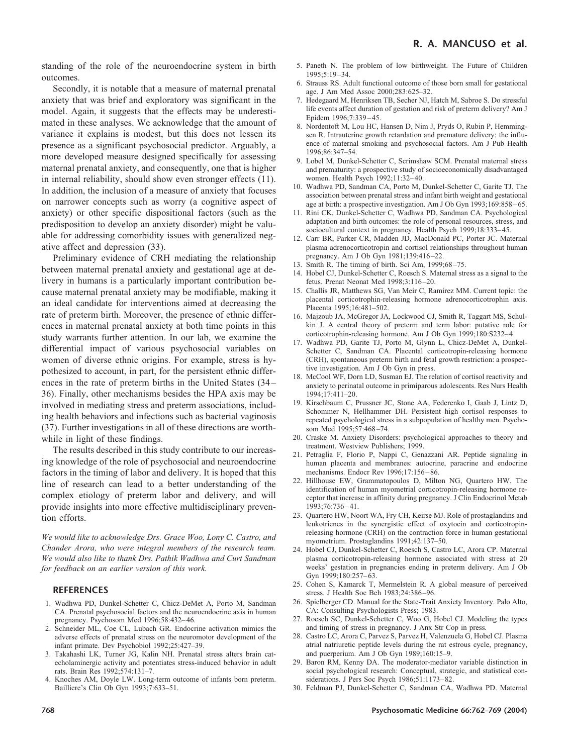standing of the role of the neuroendocrine system in birth outcomes.

Secondly, it is notable that a measure of maternal prenatal anxiety that was brief and exploratory was significant in the model. Again, it suggests that the effects may be underestimated in these analyses. We acknowledge that the amount of variance it explains is modest, but this does not lessen its presence as a significant psychosocial predictor. Arguably, a more developed measure designed specifically for assessing maternal prenatal anxiety, and consequently, one that is higher in internal reliability, should show even stronger effects (11). In addition, the inclusion of a measure of anxiety that focuses on narrower concepts such as worry (a cognitive aspect of anxiety) or other specific dispositional factors (such as the predisposition to develop an anxiety disorder) might be valuable for addressing comorbidity issues with generalized negative affect and depression (33).

Preliminary evidence of CRH mediating the relationship between maternal prenatal anxiety and gestational age at delivery in humans is a particularly important contribution because maternal prenatal anxiety may be modifiable, making it an ideal candidate for interventions aimed at decreasing the rate of preterm birth. Moreover, the presence of ethnic differences in maternal prenatal anxiety at both time points in this study warrants further attention. In our lab, we examine the differential impact of various psychosocial variables on women of diverse ethnic origins. For example, stress is hypothesized to account, in part, for the persistent ethnic differences in the rate of preterm births in the United States (34–36). Finally, other mechanisms besides the HPA axis may be involved in mediating stress and preterm associations, including health behaviors and infections such as bacterial vaginosis (37). Further investigations in all of these directions are worthwhile in light of these findings.

The results described in this study contribute to our increasing knowledge of the role of psychosocial and neuroendocrine factors in the timing of labor and delivery. It is hoped that this line of research can lead to a better understanding of the complex etiology of preterm labor and delivery, and will provide insights into more effective multidisciplinary prevention efforts.

*We would like to acknowledge Drs. Grace Woo, Lony C. Castro, and Chander Arora, who were integral members of the research team. We would also like to thank Drs. Pathik Wadhwa and Curt Sandman for feedback on an earlier version of this work.*

## REFERENCES

1. Wadhwa PD, Dunkel-Schetter C, Chicz-DeMet A, Porto M, Sandman CA. Prenatal psychosocial factors and the neuroendocrine axis in human pregnancy. Psychosom Med 1996;58:432–46.
2. Schneider ML, Coe CL, Lubach GR. Endocrine activation mimics the adverse effects of prenatal stress on the neuromotor development of the infant primate. Dev Psychobiol 1992;25:427–39.
3. Takahashi LK, Turner JG, Kalin NH. Prenatal stress alters brain catecholaminergic activity and potentiates stress-induced behavior in adult rats. Brain Res 1992;574:131–7.
4. Knoches AM, Doyle LW. Long-term outcome of infants born preterm. Bailliere's Clin Ob Gyn 1993;7:633–51.
5. Paneth N. The problem of low birthweight. The Future of Children 1995;5:19–34.
6. Strauss RS. Adult functional outcome of those born small for gestational age. J Am Med Assoc 2000;283:625–32.
7. Hedegaard M, Henriksen TB, Secher NJ, Hatch M, Sabroe S. Do stressful life events affect duration of gestation and risk of preterm delivery? Am J Epidem 1996;7:339–45.
8. Nordentoft M, Lou HC, Hansen D, Nim J, Pryds O, Rubin P, Hemmingsen R. Intrauterine growth retardation and premature delivery: the influence of maternal smoking and psychosocial factors. Am J Pub Health 1996;86:347–54.
9. Lobel M, Dunkel-Schetter C, Scrimshaw SCM. Prenatal maternal stress and prematurity: a prospective study of socioeconomically disadvantaged women. Health Psych 1992;11:32–40.
10. Wadhwa PD, Sandman CA, Porto M, Dunkel-Schetter C, Garite TJ. The association between prenatal stress and infant birth weight and gestational age at birth: a prospective investigation. Am J Ob Gyn 1993;169:858–65.
11. Rini CK, Dunkel-Schetter C, Wadhwa PD, Sandman CA. Psychological adaptation and birth outcomes: the role of personal resources, stress, and sociocultural context in pregnancy. Health Psych 1999;18:333–45.
12. Carr BR, Parker CR, Madden JD, MacDonald PC, Porter JC. Maternal plasma adrenocorticotropin and cortisol relationships throughout human pregnancy. Am J Ob Gyn 1981;139:416–22.
13. Smith R. The timing of birth. Sci Am, 1999;68–75.
14. Hobel CJ, Dunkel-Schetter C, Roesch S. Maternal stress as a signal to the fetus. Prenat Neonat Med 1998;3:116–20.
15. Challis JR, Matthews SG, Van Meir C, Ramirez MM. Current topic: the placental corticotrophin-releasing hormone adrenocorticotrophin axis. Placenta 1995;16:481–502.
16. Majzoub JA, McGregor JA, Lockwood CJ, Smith R, Taggart MS, Schulkin J. A central theory of preterm and term labor: putative role for corticotrophin-releasing hormone. Am J Ob Gyn 1999;180:S232–4.
17. Wadhwa PD, Garite TJ, Porto M, Glynn L, Chicz-DeMet A, Dunkel-Schetter C, Sandman CA. Placental corticotropin-releasing hormone (CRH), spontaneous preterm birth and fetal growth restriction: a prospective investigation. Am J Ob Gyn in press.
18. McCool WF, Dorn LD, Susman EJ. The relation of cortisol reactivity and anxiety to perinatal outcome in primiparous adolescents. Res Nurs Health 1994;17:411–20.
19. Kirschbaum C, Prussner JC, Stone AA, Federenko I, Gaab J, Lintz D, Schommer N, Hellhammer DH. Persistent high cortisol responses to repeated psychological stress in a subpopulation of healthy men. Psychosom Med 1995;57:468–74.
20. Craske M. Anxiety Disorders: psychological approaches to theory and treatment. Westview Publishers; 1999.
21. Petraglia F, Florio P, Nappi C, Genazzani AR. Peptide signaling in human placenta and membranes: autocrine, paracrine and endocrine mechanisms. Endocr Rev 1996;17:156–86.
22. Hillhouse EW, Grammatopoulos D, Milton NG, Quartero HW. The identification of human myometrial corticotropin-releasing hormone receptor that increase in affinity during pregnancy. J Clin Endocrinol Metab 1993;76:736–41.
23. Quartero HW, Noort WA, Fry CH, Keirse MJ. Role of prostaglandins and leukotrienes in the synergistic effect of oxytocin and corticotropin-releasing hormone (CRH) on the contraction force in human gestational myometrium. Prostaglandins 1991;42:137–50.
24. Hobel CJ, Dunkel-Schetter C, Roesch S, Castro LC, Arora CP. Maternal plasma corticotropin-releasing hormone associated with stress at 20 weeks' gestation in pregnancies ending in preterm delivery. Am J Ob Gyn 1999;180:257–63.
25. Cohen S, Kamarck T, Mermelstein R. A global measure of perceived stress. J Health Soc Beh 1983;24:386–96.
26. Spielberger CD. Manual for the State-Trait Anxiety Inventory. Palo Alto, CA: Consulting Psychologists Press; 1983.
27. Roesch SC, Dunkel-Schetter C, Woo G, Hobel CJ. Modeling the types and timing of stress in pregnancy. J Anx Str Cop in press.
28. Castro LC, Arora C, Parvez S, Parvez H, Valenzuela G, Hobel CJ. Plasma atrial natriuretic peptide levels during the rat estrous cycle, pregnancy, and puerperium. Am J Ob Gyn 1989;160:15–9.
29. Baron RM, Kenny DA. The moderator-mediator variable distinction in social psychological research: Conceptual, strategic, and statistical considerations. J Pers Soc Psych 1986;51:1173–82.
30. Feldman PJ, Dunkel-Schetter C, Sandman CA, Wadhwa PD. Maternal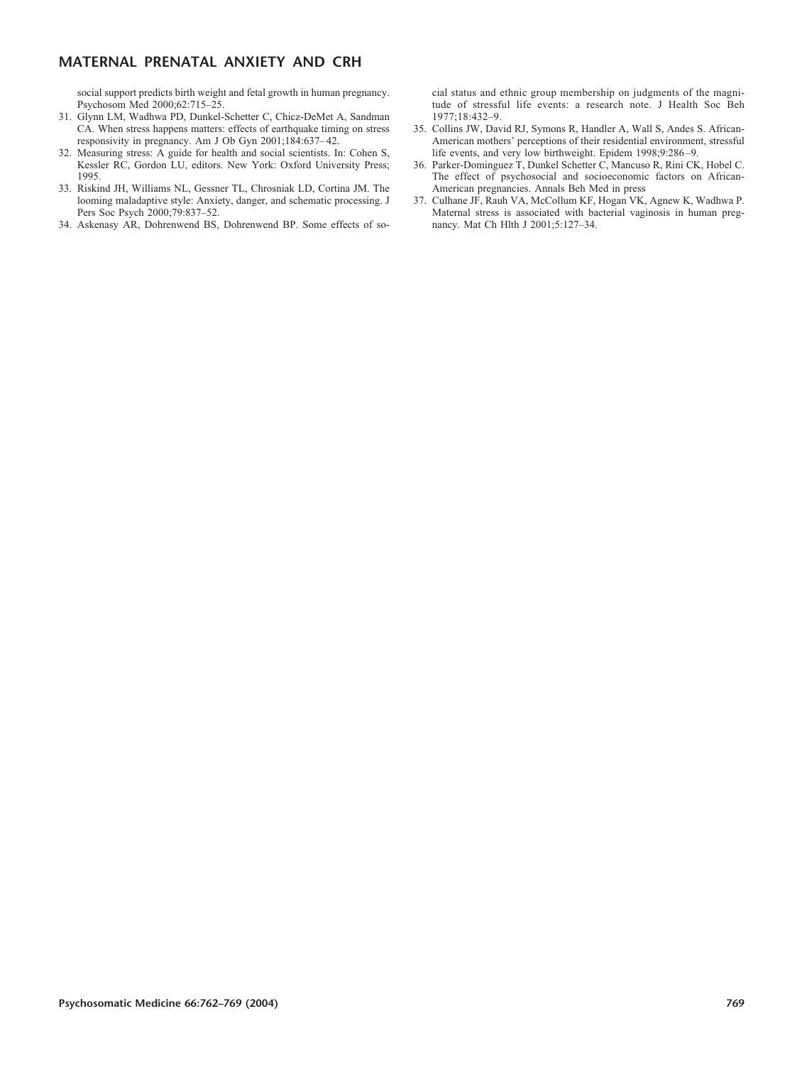social support predicts birth weight and fetal growth in human pregnancy. Psychosom Med 2000;62:715–25.

31. Glynn LM, Wadhwa PD, Dunkel-Schetter C, Chicz-DeMet A, Sandman CA. When stress happens matters: effects of earthquake timing on stress responsivity in pregnancy. Am J Ob Gyn 2001;184:637–42.
32. Measuring stress: A guide for health and social scientists. In: Cohen S, Kessler RC, Gordon LU, editors. New York: Oxford University Press; 1995.
33. Riskind JH, Williams NL, Gessner TL, Chrosniak LD, Cortina JM. The looming maladaptive style: Anxiety, danger, and schematic processing. J Pers Soc Psych 2000;79:837–52.
34. Askenasy AR, Dohrenwend BS, Dohrenwend BP. Some effects of social status and ethnic group membership on judgments of the magnitude of stressful life events: a research note. J Health Soc Beh 1977;18:432–9.
35. Collins JW, David RJ, Symons R, Handler A, Wall S, Andes S. African-American mothers' perceptions of their residential environment, stressful life events, and very low birthweight. Epidem 1998;9:286–9.
36. Parker-Dominguez T, Dunkel Schetter C, Mancuso R, Rini CK, Hobel C. The effect of psychosocial and socioeconomic factors on African-American pregnancies. Annals Beh Med in press
37. Culhane JF, Rauh VA, McCollum KF, Hogan VK, Agnew K, Wadhwa P. Maternal stress is associated with bacterial vaginosis in human pregnancy. Mat Ch Hlth J 2001;5:127–34.